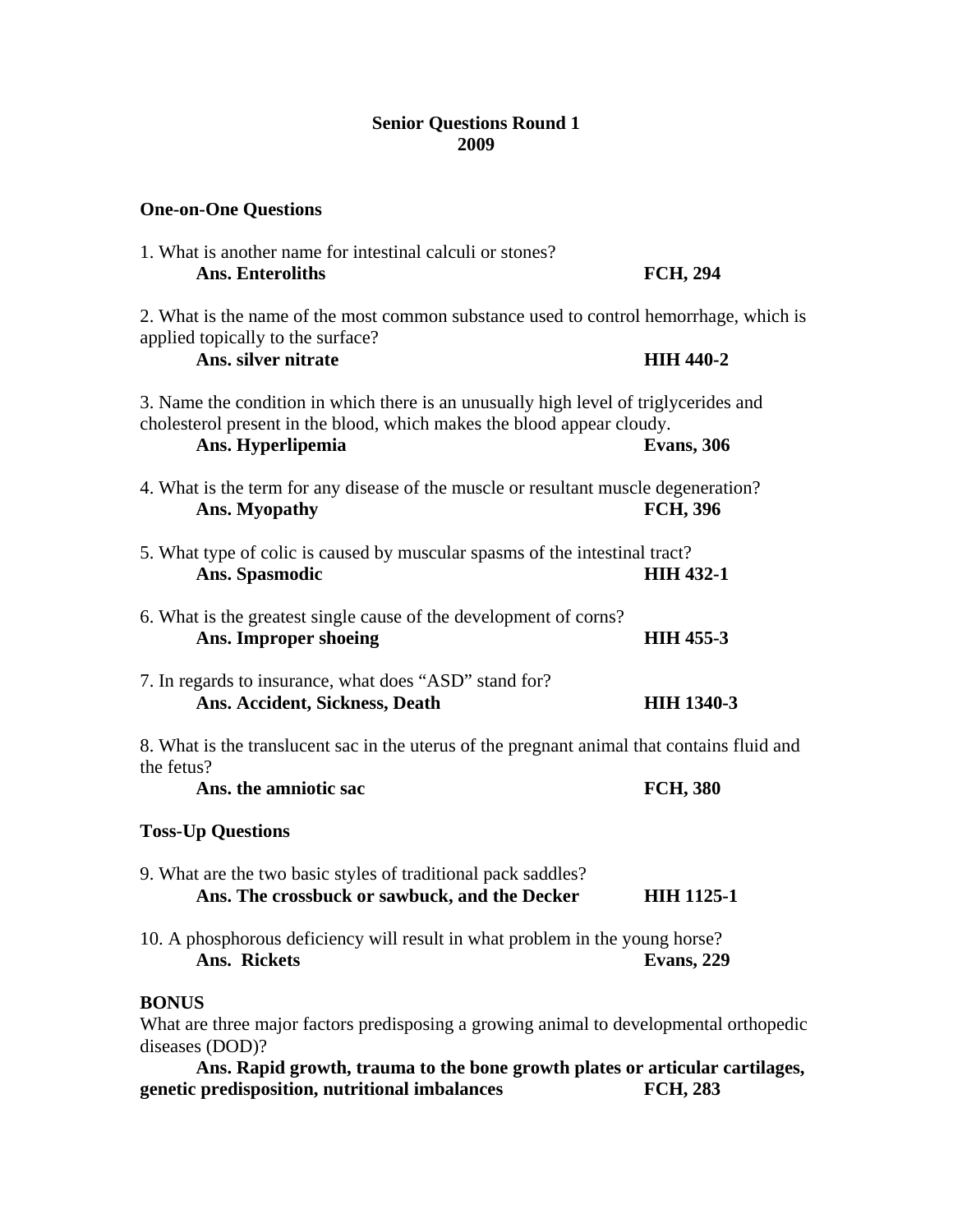# Senior Questions Round 1
# 2009

## One-on-One Questions

1. What is another name for intestinal calculi or stones?
   **Ans. Enteroliths** **FCH, 294**

2. What is the name of the most common substance used to control hemorrhage, which is applied topically to the surface?
   **Ans. silver nitrate** **HIH 440-2**

3. Name the condition in which there is an unusually high level of triglycerides and cholesterol present in the blood, which makes the blood appear cloudy.
   **Ans. Hyperlipemia** **Evans, 306**

4. What is the term for any disease of the muscle or resultant muscle degeneration?
   **Ans. Myopathy** **FCH, 396**

5. What type of colic is caused by muscular spasms of the intestinal tract?
   **Ans. Spasmodic** **HIH 432-1**

6. What is the greatest single cause of the development of corns?
   **Ans. Improper shoeing** **HIH 455-3**

7. In regards to insurance, what does "ASD" stand for?
   **Ans. Accident, Sickness, Death** **HIH 1340-3**

8. What is the translucent sac in the uterus of the pregnant animal that contains fluid and the fetus?
   **Ans. the amniotic sac** **FCH, 380**

## Toss-Up Questions

9. What are the two basic styles of traditional pack saddles?
   **Ans. The crossbuck or sawbuck, and the Decker** **HIH 1125-1**

10. A phosphorous deficiency will result in what problem in the young horse?
    **Ans. Rickets** **Evans, 229**

**BONUS**

What are three major factors predisposing a growing animal to developmental orthopedic diseases (DOD)?

**Ans. Rapid growth, trauma to the bone growth plates or articular cartilages, genetic predisposition, nutritional imbalances** **FCH, 283**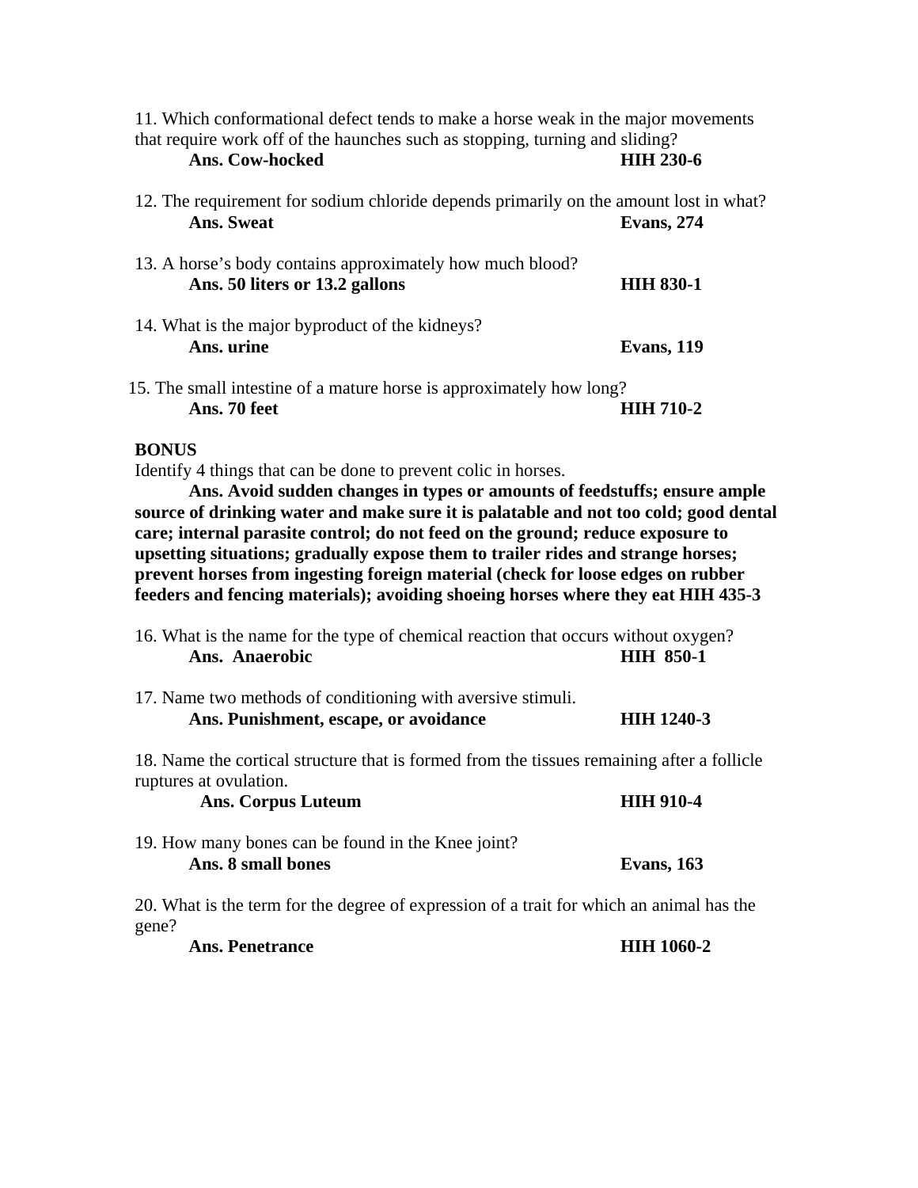11. Which conformational defect tends to make a horse weak in the major movements that require work off of the haunches such as stopping, turning and sliding?
**Ans. Cow-hocked** **HIH 230-6**

12. The requirement for sodium chloride depends primarily on the amount lost in what?
**Ans. Sweat** **Evans, 274**

13. A horse's body contains approximately how much blood?
**Ans. 50 liters or 13.2 gallons** **HIH 830-1**

14. What is the major byproduct of the kidneys?
**Ans. urine** **Evans, 119**

15. The small intestine of a mature horse is approximately how long?
**Ans. 70 feet** **HIH 710-2**

**BONUS**
Identify 4 things that can be done to prevent colic in horses.
**Ans. Avoid sudden changes in types or amounts of feedstuffs; ensure ample source of drinking water and make sure it is palatable and not too cold; good dental care; internal parasite control; do not feed on the ground; reduce exposure to upsetting situations; gradually expose them to trailer rides and strange horses; prevent horses from ingesting foreign material (check for loose edges on rubber feeders and fencing materials); avoiding shoeing horses where they eat HIH 435-3**

16. What is the name for the type of chemical reaction that occurs without oxygen?
**Ans. Anaerobic** **HIH 850-1**

17. Name two methods of conditioning with aversive stimuli.
**Ans. Punishment, escape, or avoidance** **HIH 1240-3**

18. Name the cortical structure that is formed from the tissues remaining after a follicle ruptures at ovulation.
**Ans. Corpus Luteum** **HIH 910-4**

19. How many bones can be found in the Knee joint?
**Ans. 8 small bones** **Evans, 163**

20. What is the term for the degree of expression of a trait for which an animal has the gene?
**Ans. Penetrance** **HIH 1060-2**